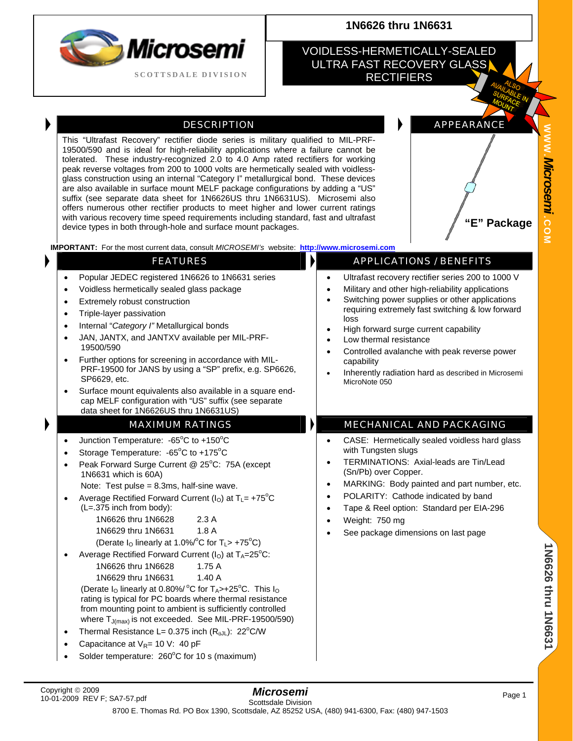# 1N6626 thru 1N6631

## VOIDLESS-HERMETICALLY-SEALED ULTRA FAST RECOVERY GLASS RECTIFIERS

ALSO AVAILABLE IN SURFACE MOUNT

## DESCRIPTION

This "Ultrafast Recovery" rectifier diode series is military qualified to MIL-PRF-19500/590 and is ideal for high-reliability applications where a failure cannot be tolerated. These industry-recognized 2.0 to 4.0 Amp rated rectifiers for working peak reverse voltages from 200 to 1000 volts are hermetically sealed with voidless-glass construction using an internal "Category I" metallurgical bond. These devices are also available in surface mount MELF package configurations by adding a "US" suffix (see separate data sheet for 1N6626US thru 1N6631US). Microsemi also offers numerous other rectifier products to meet higher and lower current ratings with various recovery time speed requirements including standard, fast and ultrafast device types in both through-hole and surface mount packages.

## APPEARANCE

**"E" Package**

**IMPORTANT:** For the most current data, consult *MICROSEMI's* website: **http://www.microsemi.com**

## FEATURES

- Popular JEDEC registered 1N6626 to 1N6631 series
- Voidless hermetically sealed glass package
- Extremely robust construction
- Triple-layer passivation
- Internal *"Category I"* Metallurgical bonds
- JAN, JANTX, and JANTXV available per MIL-PRF-19500/590
- Further options for screening in accordance with MIL-PRF-19500 for JANS by using a "SP" prefix, e.g. SP6626, SP6629, etc.
- Surface mount equivalents also available in a square end-cap MELF configuration with "US" suffix (see separate data sheet for 1N6626US thru 1N6631US)

## APPLICATIONS / BENEFITS

- Ultrafast recovery rectifier series 200 to 1000 V
- Military and other high-reliability applications
- Switching power supplies or other applications requiring extremely fast switching & low forward loss
- High forward surge current capability
- Low thermal resistance
- Controlled avalanche with peak reverse power capability
- Inherently radiation hard as described in Microsemi MicroNote 050

## MAXIMUM RATINGS

- Junction Temperature: -65°C to +150°C
- Storage Temperature: -65°C to +175°C
- Peak Forward Surge Current @ 25°C: 75A (except 1N6631 which is 60A)

  Note: Test pulse = 8.3ms, half-sine wave.
- Average Rectified Forward Current ($I_O$) at $T_L$= +75°C (L=.375 inch from body):

  1N6626 thru 1N6628 — 2.3 A

  1N6629 thru 1N6631 — 1.8 A

  (Derate $I_O$ linearly at 1.0%/°C for $T_L$> +75°C)
- Average Rectified Forward Current ($I_O$) at $T_A$=25°C:

  1N6626 thru 1N6628 — 1.75 A

  1N6629 thru 1N6631 — 1.40 A

  (Derate $I_O$ linearly at 0.80%/ °C for $T_A$>+25°C. This $I_O$ rating is typical for PC boards where thermal resistance from mounting point to ambient is sufficiently controlled where $T_{J(max)}$ is not exceeded. See MIL-PRF-19500/590)
- Thermal Resistance L= 0.375 inch ($R_{\theta JL}$): 22°C/W
- Capacitance at $V_R$= 10 V: 40 pF
- Solder temperature: 260°C for 10 s (maximum)

## MECHANICAL AND PACKAGING

- CASE: Hermetically sealed voidless hard glass with Tungsten slugs
- TERMINATIONS: Axial-leads are Tin/Lead (Sn/Pb) over Copper.
- MARKING: Body painted and part number, etc.
- POLARITY: Cathode indicated by band
- Tape & Reel option: Standard per EIA-296
- Weight: 750 mg
- See package dimensions on last page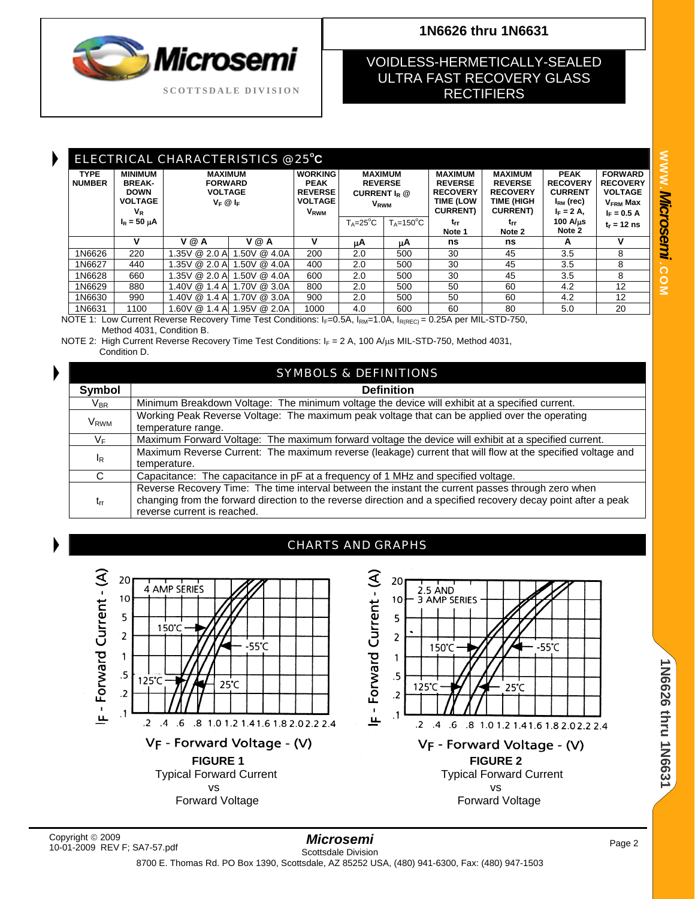# 1N6626 thru 1N6631

## VOIDLESS-HERMETICALLY-SEALED ULTRA FAST RECOVERY GLASS RECTIFIERS

## ELECTRICAL CHARACTERISTICS @25°C

| TYPE NUMBER | MINIMUM BREAK-DOWN VOLTAGE $V_R$ $I_R$ = 50 μA | MAXIMUM FORWARD VOLTAGE $V_F$ @ $I_F$ | | WORKING PEAK REVERSE VOLTAGE $V_{RWM}$ | MAXIMUM REVERSE CURRENT $I_R$ @ $V_{RWM}$ | | MAXIMUM REVERSE RECOVERY TIME (LOW CURRENT) $t_{rr}$ Note 1 | MAXIMUM REVERSE RECOVERY TIME (HIGH CURRENT) $t_{rr}$ Note 2 | PEAK RECOVERY CURRENT $I_{RM}$ (rec) $I_F$ = 2 A, 100 A/μs Note 2 | FORWARD RECOVERY VOLTAGE $V_{FRM}$ Max $I_F$ = 0.5 A $t_r$ = 12 ns |
|---|---|---|---|---|---|---|---|---|---|---|
| | | | | | $T_A$=25°C | $T_A$=150°C | | | | |
| | V | V @ A | V @ A | V | μA | μA | ns | ns | A | V |
| 1N6626 | 220 | 1.35V @ 2.0 A | 1.50V @ 4.0A | 200 | 2.0 | 500 | 30 | 45 | 3.5 | 8 |
| 1N6627 | 440 | 1.35V @ 2.0 A | 1.50V @ 4.0A | 400 | 2.0 | 500 | 30 | 45 | 3.5 | 8 |
| 1N6628 | 660 | 1.35V @ 2.0 A | 1.50V @ 4.0A | 600 | 2.0 | 500 | 30 | 45 | 3.5 | 8 |
| 1N6629 | 880 | 1.40V @ 1.4 A | 1.70V @ 3.0A | 800 | 2.0 | 500 | 50 | 60 | 4.2 | 12 |
| 1N6630 | 990 | 1.40V @ 1.4 A | 1.70V @ 3.0A | 900 | 2.0 | 500 | 50 | 60 | 4.2 | 12 |
| 1N6631 | 1100 | 1.60V @ 1.4 A | 1.95V @ 2.0A | 1000 | 4.0 | 600 | 60 | 80 | 5.0 | 20 |

NOTE 1: Low Current Reverse Recovery Time Test Conditions: $I_F$=0.5A, $I_{RM}$=1.0A, $I_{R(REC)}$ = 0.25A per MIL-STD-750, Method 4031, Condition B.

NOTE 2: High Current Reverse Recovery Time Test Conditions: $I_F$ = 2 A, 100 A/μs MIL-STD-750, Method 4031, Condition D.

## SYMBOLS & DEFINITIONS

| Symbol | Definition |
|---|---|
| $V_{BR}$ | Minimum Breakdown Voltage: The minimum voltage the device will exhibit at a specified current. |
| $V_{RWM}$ | Working Peak Reverse Voltage: The maximum peak voltage that can be applied over the operating temperature range. |
| $V_F$ | Maximum Forward Voltage: The maximum forward voltage the device will exhibit at a specified current. |
| $I_R$ | Maximum Reverse Current: The maximum reverse (leakage) current that will flow at the specified voltage and temperature. |
| C | Capacitance: The capacitance in pF at a frequency of 1 MHz and specified voltage. |
| $t_{rr}$ | Reverse Recovery Time: The time interval between the instant the current passes through zero when changing from the forward direction to the reverse direction and a specified recovery decay point after a peak reverse current is reached. |

## CHARTS AND GRAPHS

**FIGURE 1**
Typical Forward Current
vs
Forward Voltage

**FIGURE 2**
Typical Forward Current
vs
Forward Voltage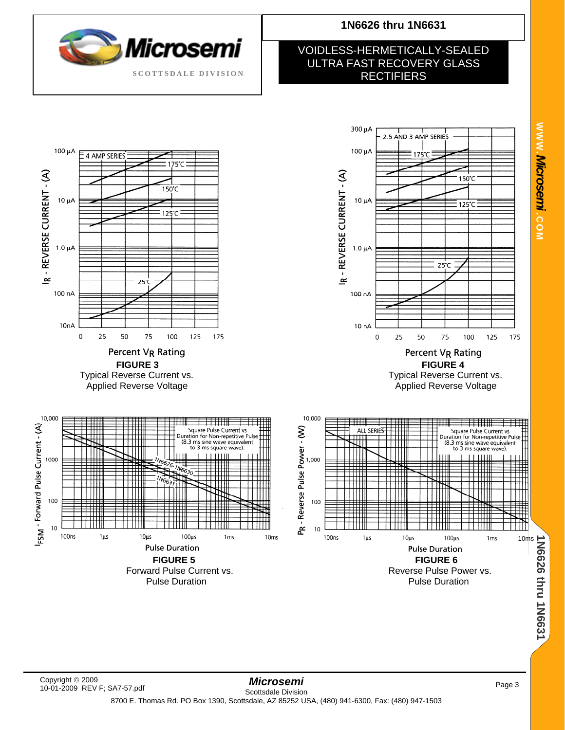# 1N6626 thru 1N6631

## VOIDLESS-HERMETICALLY-SEALED ULTRA FAST RECOVERY GLASS RECTIFIERS

**FIGURE 3**
Typical Reverse Current vs. Applied Reverse Voltage

**FIGURE 4**
Typical Reverse Current vs. Applied Reverse Voltage

**FIGURE 5**
Forward Pulse Current vs. Pulse Duration

**FIGURE 6**
Reverse Pulse Power vs. Pulse Duration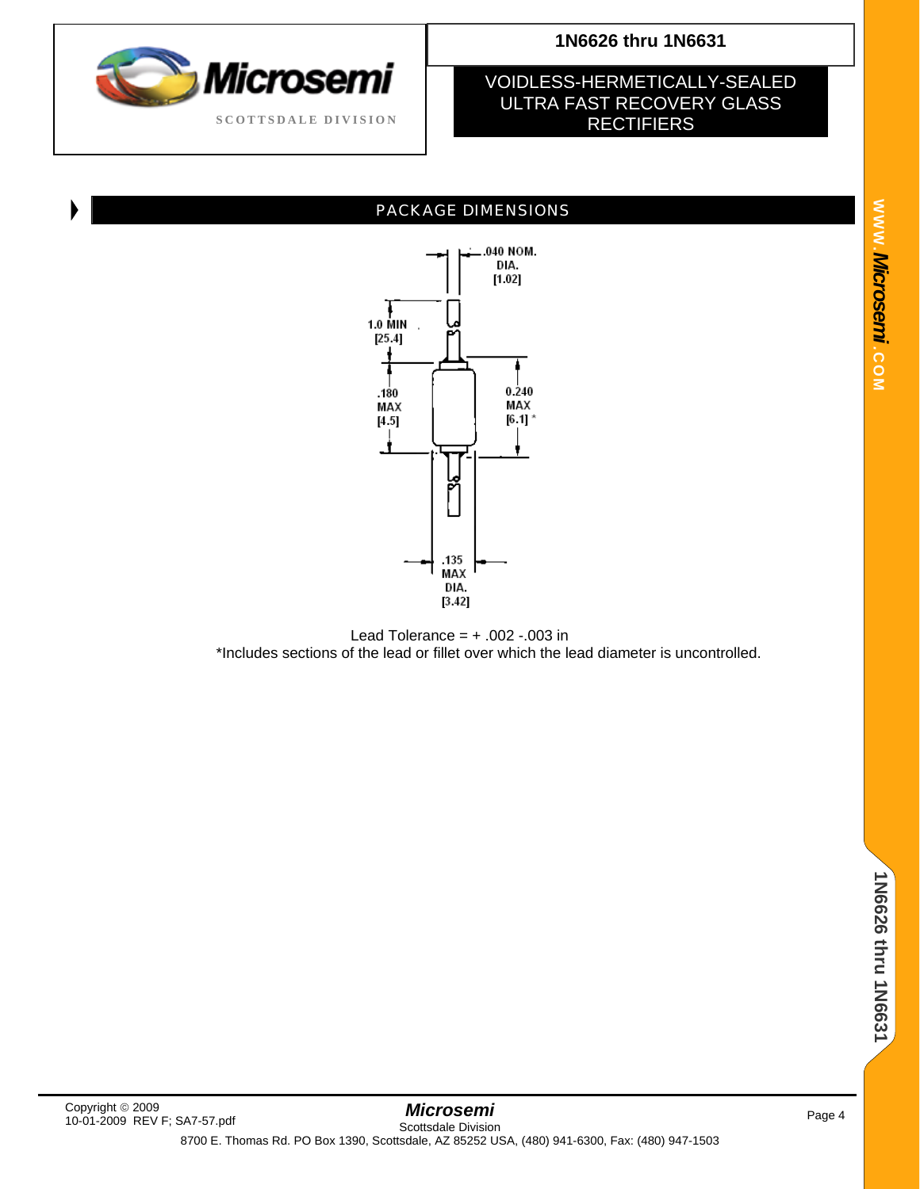# 1N6626 thru 1N6631

## VOIDLESS-HERMETICALLY-SEALED ULTRA FAST RECOVERY GLASS RECTIFIERS

## PACKAGE DIMENSIONS

.040 NOM. DIA. [1.02]

1.0 MIN [25.4]

.180 MAX [4.5]

0.240 MAX [6.1] *

.135 MAX DIA. [3.42]

Lead Tolerance = + .002 -.003 in

*Includes sections of the lead or fillet over which the lead diameter is uncontrolled.

Copyright © 2009
10-01-2009 REV F; SA7-57.pdf

**Microsemi**
Scottsdale Division
8700 E. Thomas Rd. PO Box 1390, Scottsdale, AZ 85252 USA, (480) 941-6300, Fax: (480) 947-1503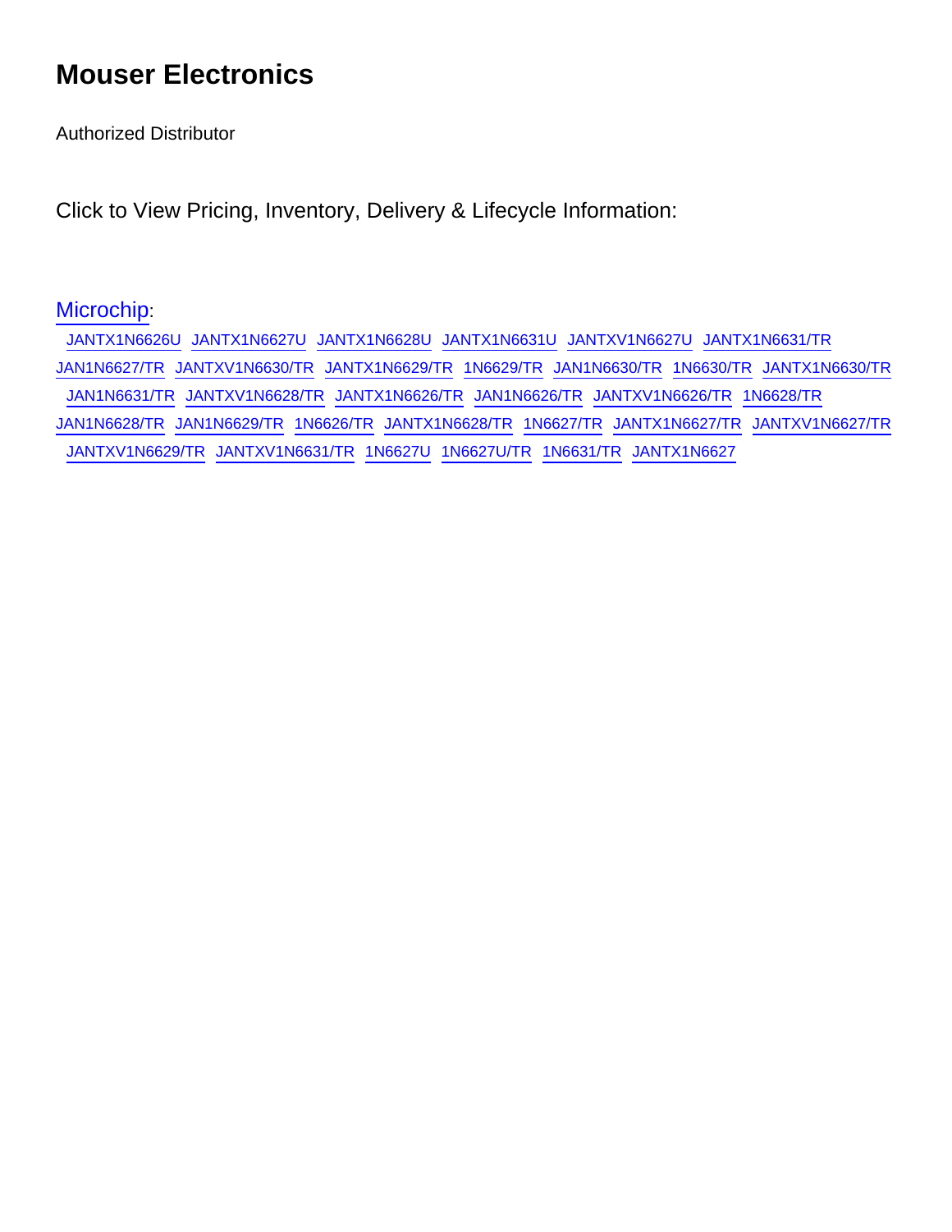# Mouser Electronics

Authorized Distributor

Click to View Pricing, Inventory, Delivery & Lifecycle Information:

Microchip:

JANTX1N6626U JANTX1N6627U JANTX1N6628U JANTX1N6631U JANTXV1N6627U JANTX1N6631/TR JAN1N6627/TR JANTXV1N6630/TR JANTX1N6629/TR 1N6629/TR JAN1N6630/TR 1N6630/TR JANTX1N6630/TR JAN1N6631/TR JANTXV1N6628/TR JANTX1N6626/TR JAN1N6626/TR JANTXV1N6626/TR 1N6628/TR JAN1N6628/TR JAN1N6629/TR 1N6626/TR JANTX1N6628/TR 1N6627/TR JANTX1N6627/TR JANTXV1N6627/TR JANTXV1N6629/TR JANTXV1N6631/TR 1N6627U 1N6627U/TR 1N6631/TR JANTX1N6627